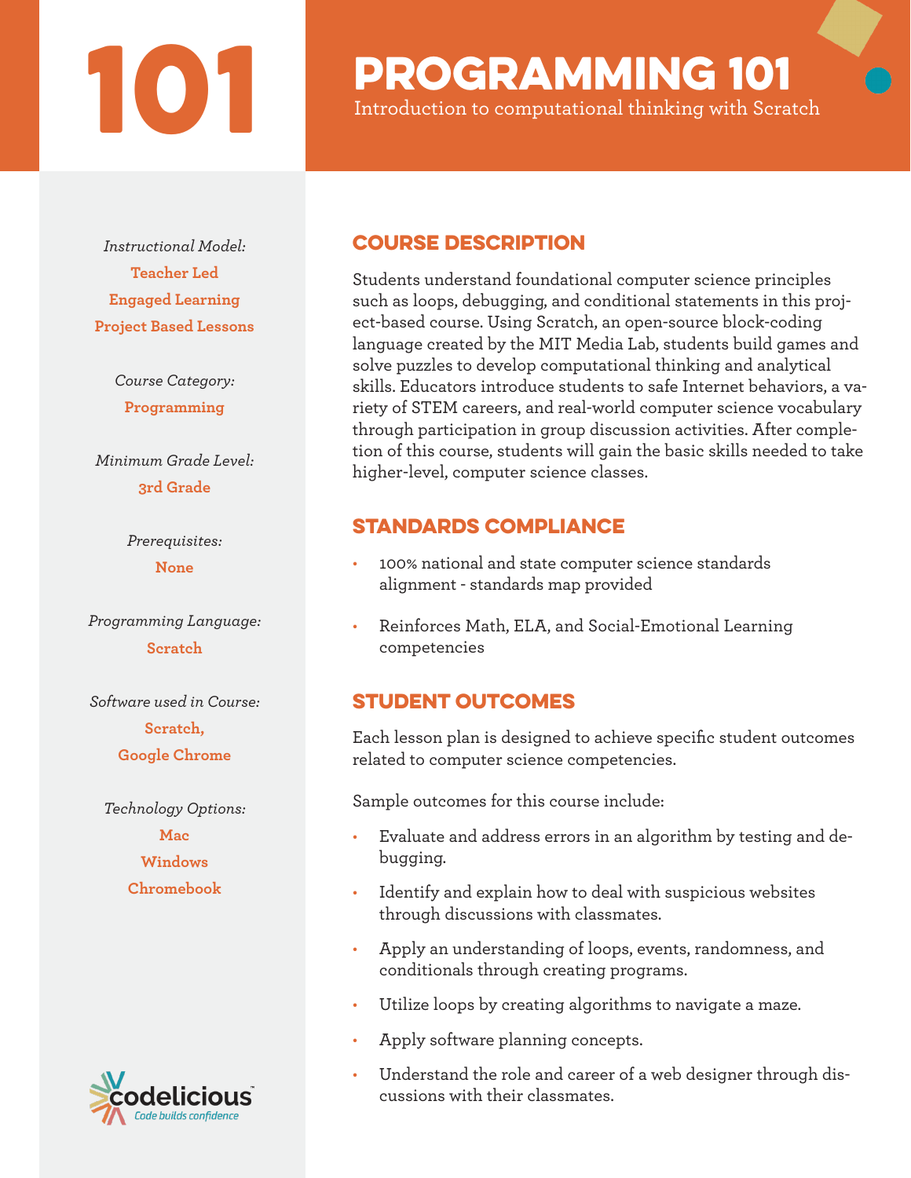# 101

# PROGRAMMING 101

Introduction to computational thinking with Scratch

*Instructional Model:*
**Teacher Led**
**Engaged Learning**
**Project Based Lessons**

*Course Category:*
**Programming**

*Minimum Grade Level:*
**3rd Grade**

*Prerequisites:*
**None**

*Programming Language:*
**Scratch**

*Software used in Course:*
**Scratch,**
**Google Chrome**

*Technology Options:*
**Mac**
**Windows**
**Chromebook**

codelicious™
Code builds confidence

## COURSE DESCRIPTION

Students understand foundational computer science principles such as loops, debugging, and conditional statements in this project-based course. Using Scratch, an open-source block-coding language created by the MIT Media Lab, students build games and solve puzzles to develop computational thinking and analytical skills. Educators introduce students to safe Internet behaviors, a variety of STEM careers, and real-world computer science vocabulary through participation in group discussion activities. After completion of this course, students will gain the basic skills needed to take higher-level, computer science classes.

## STANDARDS COMPLIANCE

- 100% national and state computer science standards alignment - standards map provided
- Reinforces Math, ELA, and Social-Emotional Learning competencies

## STUDENT OUTCOMES

Each lesson plan is designed to achieve specific student outcomes related to computer science competencies.

Sample outcomes for this course include:

- Evaluate and address errors in an algorithm by testing and debugging.
- Identify and explain how to deal with suspicious websites through discussions with classmates.
- Apply an understanding of loops, events, randomness, and conditionals through creating programs.
- Utilize loops by creating algorithms to navigate a maze.
- Apply software planning concepts.
- Understand the role and career of a web designer through discussions with their classmates.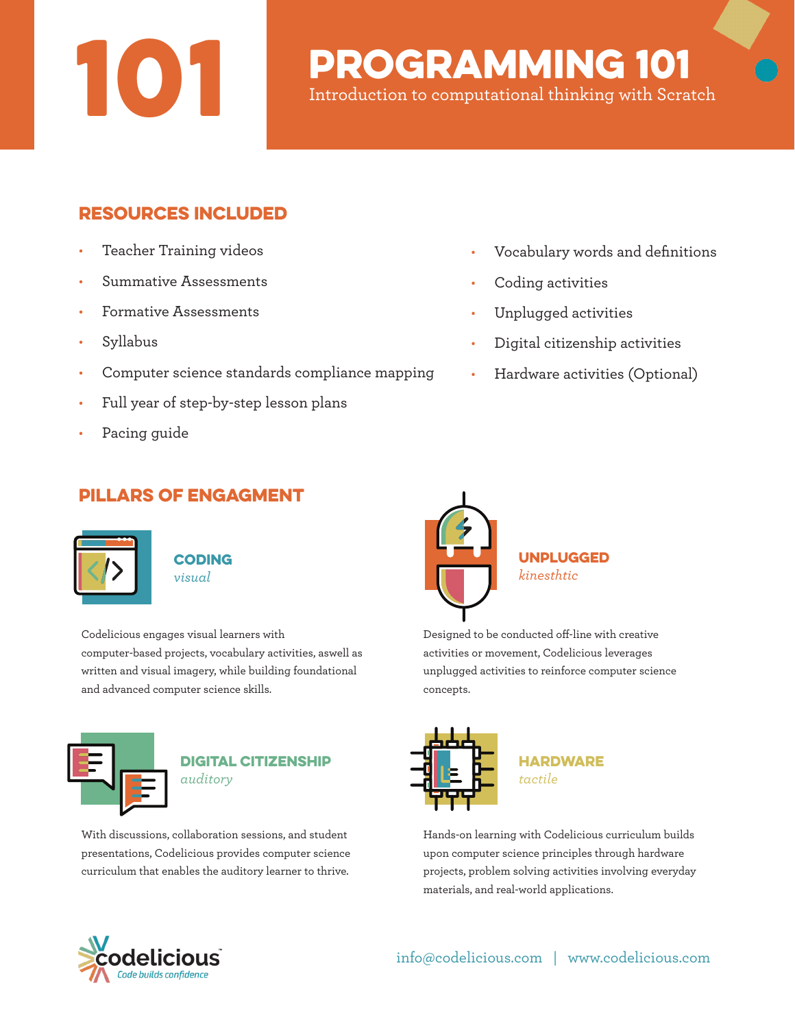# 101

# PROGRAMMING 101

Introduction to computational thinking with Scratch

## RESOURCES INCLUDED

- Teacher Training videos
- Summative Assessments
- Formative Assessments
- Syllabus
- Computer science standards compliance mapping
- Full year of step-by-step lesson plans
- Pacing guide
- Vocabulary words and definitions
- Coding activities
- Unplugged activities
- Digital citizenship activities
- Hardware activities (Optional)

## PILLARS OF ENGAGMENT

### CODING
*visual*

Codelicious engages visual learners with computer-based projects, vocabulary activities, aswell as written and visual imagery, while building foundational and advanced computer science skills.

### UNPLUGGED
*kinesthtic*

Designed to be conducted off-line with creative activities or movement, Codelicious leverages unplugged activities to reinforce computer science concepts.

### DIGITAL CITIZENSHIP
*auditory*

With discussions, collaboration sessions, and student presentations, Codelicious provides computer science curriculum that enables the auditory learner to thrive.

### HARDWARE
*tactile*

Hands-on learning with Codelicious curriculum builds upon computer science principles through hardware projects, problem solving activities involving everyday materials, and real-world applications.

codelicious™
Code builds confidence

info@codelicious.com | www.codelicious.com